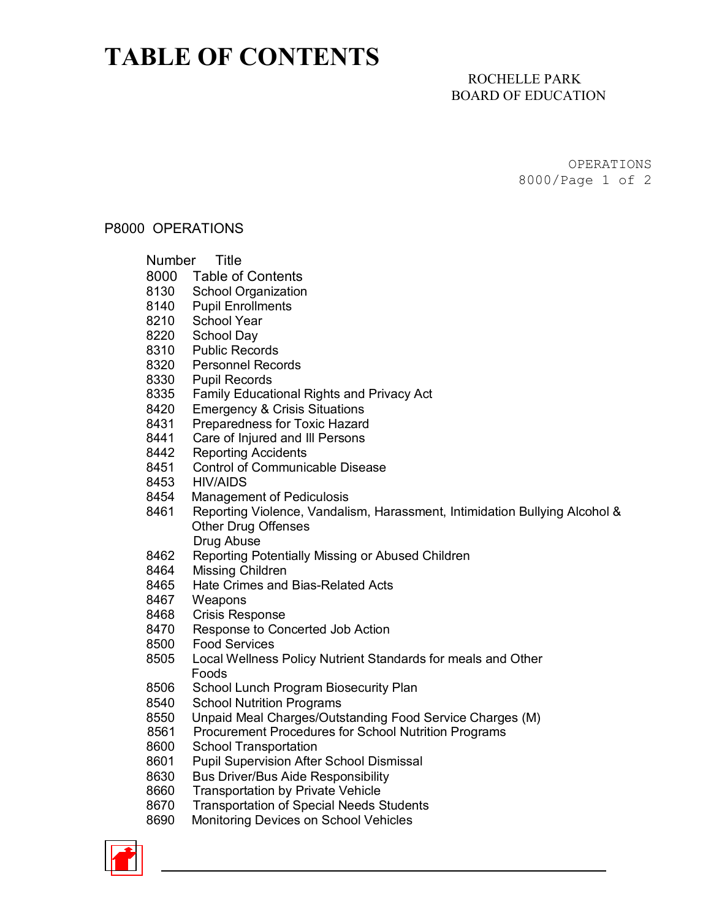# TABLE OF CONTENTS

ROCHELLE PARK
BOARD OF EDUCATION

OPERATIONS

## P8000 OPERATIONS

| Number | Title |
|---|---|
| 8000 | Table of Contents |
| 8130 | School Organization |
| 8140 | Pupil Enrollments |
| 8210 | School Year |
| 8220 | School Day |
| 8310 | Public Records |
| 8320 | Personnel Records |
| 8330 | Pupil Records |
| 8335 | Family Educational Rights and Privacy Act |
| 8420 | Emergency & Crisis Situations |
| 8431 | Preparedness for Toxic Hazard |
| 8441 | Care of Injured and Ill Persons |
| 8442 | Reporting Accidents |
| 8451 | Control of Communicable Disease |
| 8453 | HIV/AIDS |
| 8454 | Management of Pediculosis |
| 8461 | Reporting Violence, Vandalism, Harassment, Intimidation Bullying Alcohol & Other Drug Offenses Drug Abuse |
| 8462 | Reporting Potentially Missing or Abused Children |
| 8464 | Missing Children |
| 8465 | Hate Crimes and Bias-Related Acts |
| 8467 | Weapons |
| 8468 | Crisis Response |
| 8470 | Response to Concerted Job Action |
| 8500 | Food Services |
| 8505 | Local Wellness Policy Nutrient Standards for meals and Other Foods |
| 8506 | School Lunch Program Biosecurity Plan |
| 8540 | School Nutrition Programs |
| 8550 | Unpaid Meal Charges/Outstanding Food Service Charges (M) |
| 8561 | Procurement Procedures for School Nutrition Programs |
| 8600 | School Transportation |
| 8601 | Pupil Supervision After School Dismissal |
| 8630 | Bus Driver/Bus Aide Responsibility |
| 8660 | Transportation by Private Vehicle |
| 8670 | Transportation of Special Needs Students |
| 8690 | Monitoring Devices on School Vehicles |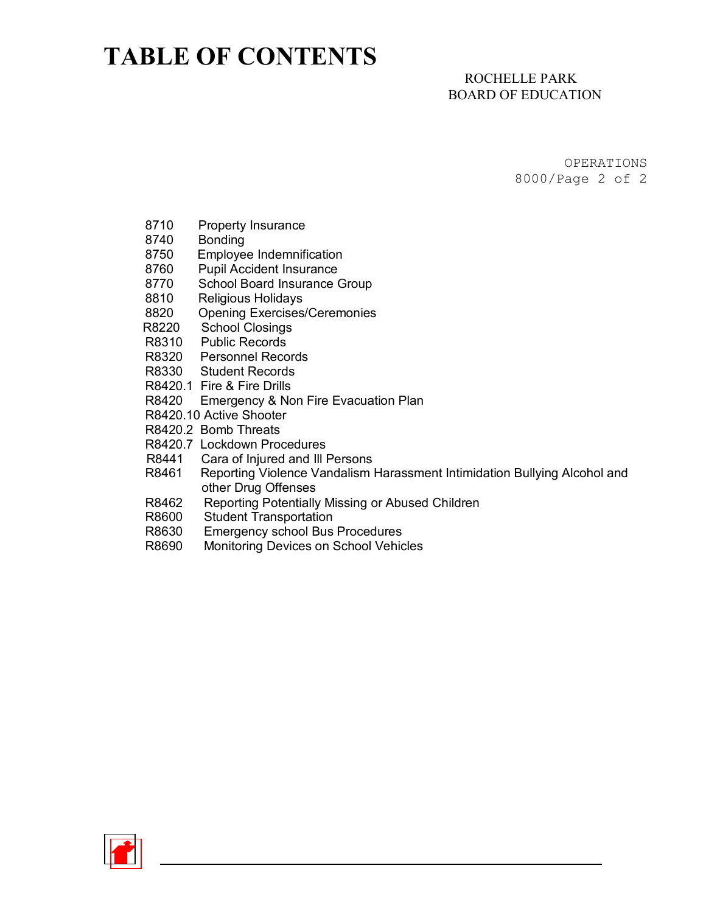# TABLE OF CONTENTS

ROCHELLE PARK
BOARD OF EDUCATION

OPERATIONS
8000

| | |
|---|---|
| 8710 | Property Insurance |
| 8740 | Bonding |
| 8750 | Employee Indemnification |
| 8760 | Pupil Accident Insurance |
| 8770 | School Board Insurance Group |
| 8810 | Religious Holidays |
| 8820 | Opening Exercises/Ceremonies |
| R8220 | School Closings |
| R8310 | Public Records |
| R8320 | Personnel Records |
| R8330 | Student Records |
| R8420.1 | Fire & Fire Drills |
| R8420 | Emergency & Non Fire Evacuation Plan |
| R8420.10 | Active Shooter |
| R8420.2 | Bomb Threats |
| R8420.7 | Lockdown Procedures |
| R8441 | Cara of Injured and Ill Persons |
| R8461 | Reporting Violence Vandalism Harassment Intimidation Bullying Alcohol and other Drug Offenses |
| R8462 | Reporting Potentially Missing or Abused Children |
| R8600 | Student Transportation |
| R8630 | Emergency school Bus Procedures |
| R8690 | Monitoring Devices on School Vehicles |